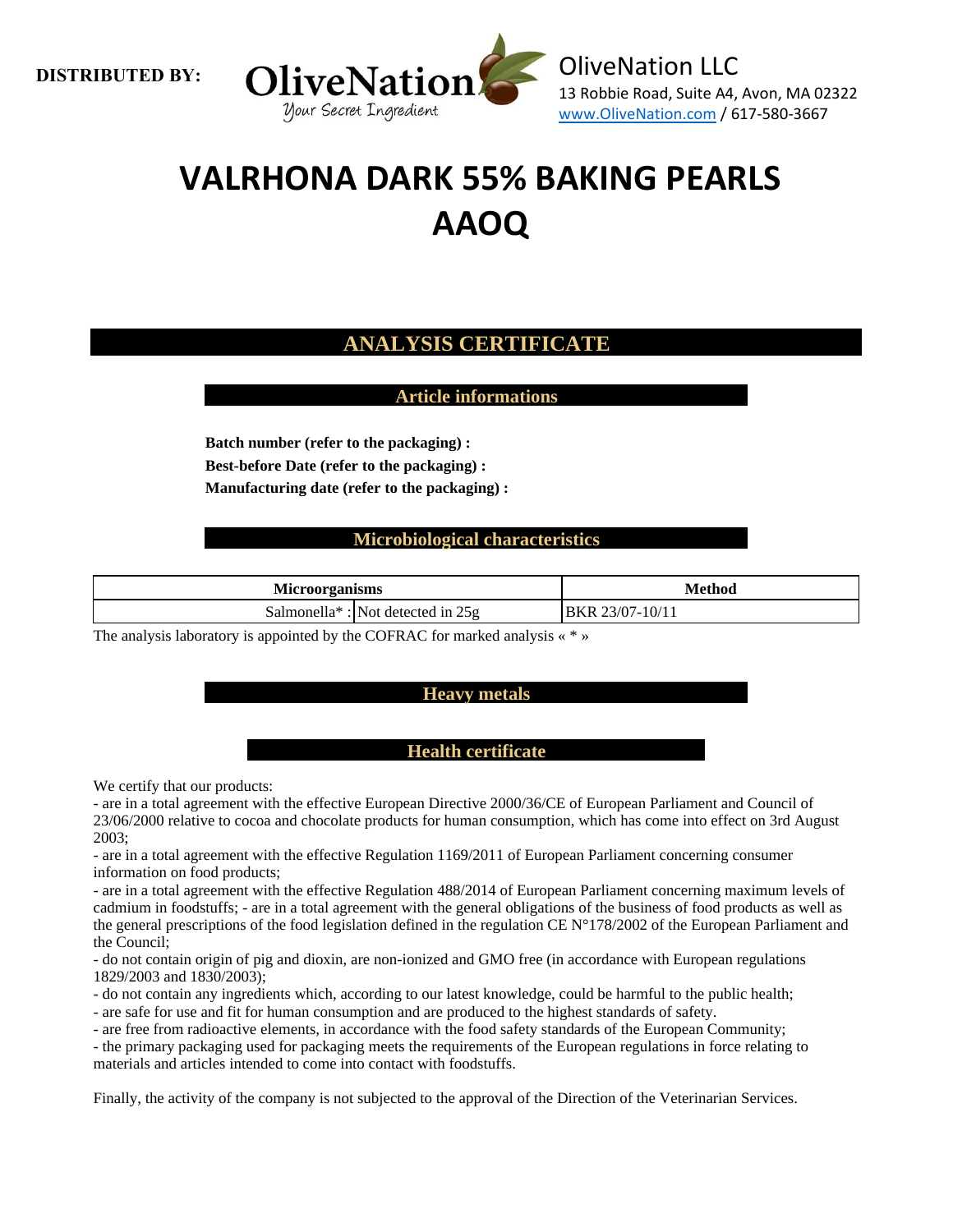**DISTRIBUTED BY:**

OliveNation LLC
13 Robbie Road, Suite A4, Avon, MA 02322
www.OliveNation.com / 617-580-3667

# VALRHONA DARK 55% BAKING PEARLS AAOQ

## ANALYSIS CERTIFICATE

### Article informations

**Batch number (refer to the packaging) :**
**Best-before Date (refer to the packaging) :**
**Manufacturing date (refer to the packaging) :**

### Microbiological characteristics

| Microorganisms | | Method |
|---|---|---|
| Salmonella* : | Not detected in 25g | BKR 23/07-10/11 |

The analysis laboratory is appointed by the COFRAC for marked analysis « * »

### Heavy metals

### Health certificate

We certify that our products:
- are in a total agreement with the effective European Directive 2000/36/CE of European Parliament and Council of 23/06/2000 relative to cocoa and chocolate products for human consumption, which has come into effect on 3rd August 2003;
- are in a total agreement with the effective Regulation 1169/2011 of European Parliament concerning consumer information on food products;
- are in a total agreement with the effective Regulation 488/2014 of European Parliament concerning maximum levels of cadmium in foodstuffs; - are in a total agreement with the general obligations of the business of food products as well as the general prescriptions of the food legislation defined in the regulation CE N°178/2002 of the European Parliament and the Council;
- do not contain origin of pig and dioxin, are non-ionized and GMO free (in accordance with European regulations 1829/2003 and 1830/2003);
- do not contain any ingredients which, according to our latest knowledge, could be harmful to the public health;
- are safe for use and fit for human consumption and are produced to the highest standards of safety.
- are free from radioactive elements, in accordance with the food safety standards of the European Community;
- the primary packaging used for packaging meets the requirements of the European regulations in force relating to materials and articles intended to come into contact with foodstuffs.

Finally, the activity of the company is not subjected to the approval of the Direction of the Veterinarian Services.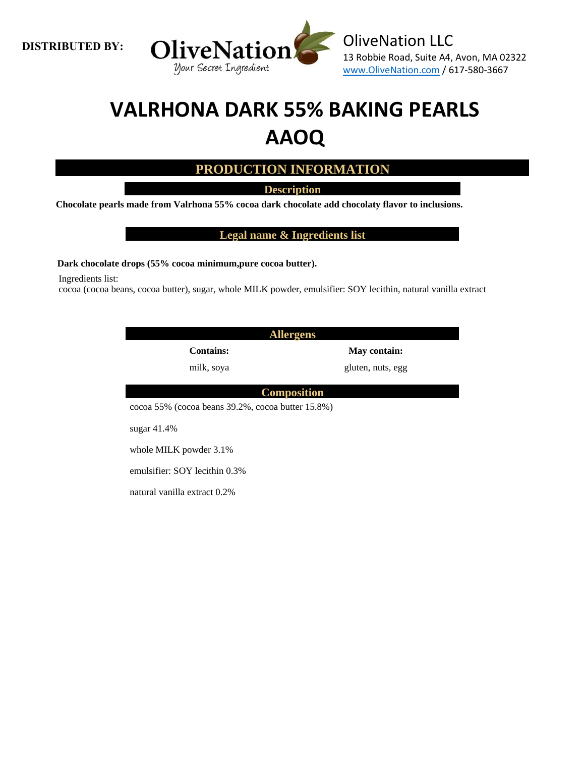**DISTRIBUTED BY:**

OliveNation — Your Secret Ingredient

OliveNation LLC
13 Robbie Road, Suite A4, Avon, MA 02322
www.OliveNation.com / 617-580-3667

# VALRHONA DARK 55% BAKING PEARLS AAOQ

## PRODUCTION INFORMATION

### Description

**Chocolate pearls made from Valrhona 55% cocoa dark chocolate add chocolaty flavor to inclusions.**

### Legal name & Ingredients list

**Dark chocolate drops (55% cocoa minimum,pure cocoa butter).**

Ingredients list:
cocoa (cocoa beans, cocoa butter), sugar, whole MILK powder, emulsifier: SOY lecithin, natural vanilla extract

### Allergens

| Contains: | May contain: |
|---|---|
| milk, soya | gluten, nuts, egg |

### Composition

cocoa 55% (cocoa beans 39.2%, cocoa butter 15.8%)

sugar 41.4%

whole MILK powder 3.1%

emulsifier: SOY lecithin 0.3%

natural vanilla extract 0.2%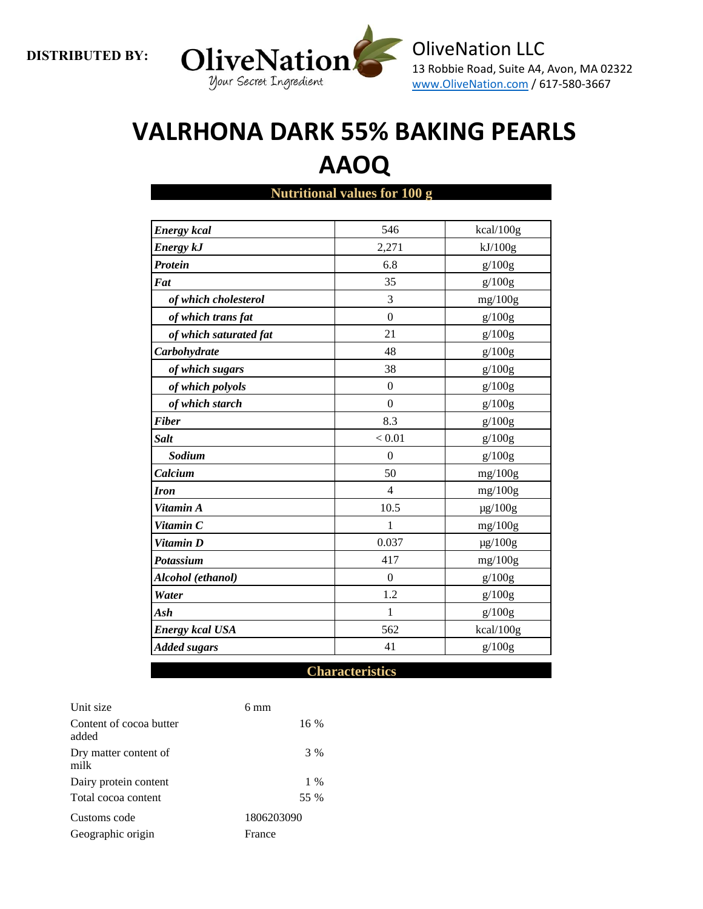**DISTRIBUTED BY:** OliveNation — *Your Secret Ingredient*

OliveNation LLC
13 Robbie Road, Suite A4, Avon, MA 02322
www.OliveNation.com / 617-580-3667

# VALRHONA DARK 55% BAKING PEARLS AAOQ

## Nutritional values for 100 g

| | | |
|---|---|---|
| ***Energy kcal*** | 546 | kcal/100g |
| ***Energy kJ*** | 2,271 | kJ/100g |
| ***Protein*** | 6.8 | g/100g |
| ***Fat*** | 35 | g/100g |
| ***of which cholesterol*** | 3 | mg/100g |
| ***of which trans fat*** | 0 | g/100g |
| ***of which saturated fat*** | 21 | g/100g |
| ***Carbohydrate*** | 48 | g/100g |
| ***of which sugars*** | 38 | g/100g |
| ***of which polyols*** | 0 | g/100g |
| ***of which starch*** | 0 | g/100g |
| ***Fiber*** | 8.3 | g/100g |
| ***Salt*** | < 0.01 | g/100g |
| ***Sodium*** | 0 | g/100g |
| ***Calcium*** | 50 | mg/100g |
| ***Iron*** | 4 | mg/100g |
| ***Vitamin A*** | 10.5 | µg/100g |
| ***Vitamin C*** | 1 | mg/100g |
| ***Vitamin D*** | 0.037 | µg/100g |
| ***Potassium*** | 417 | mg/100g |
| ***Alcohol (ethanol)*** | 0 | g/100g |
| ***Water*** | 1.2 | g/100g |
| ***Ash*** | 1 | g/100g |
| ***Energy kcal USA*** | 562 | kcal/100g |
| ***Added sugars*** | 41 | g/100g |

## Characteristics

| | |
|---|---|
| Unit size | 6 mm |
| Content of cocoa butter added | 16 % |
| Dry matter content of milk | 3 % |
| Dairy protein content | 1 % |
| Total cocoa content | 55 % |
| Customs code | 1806203090 |
| Geographic origin | France |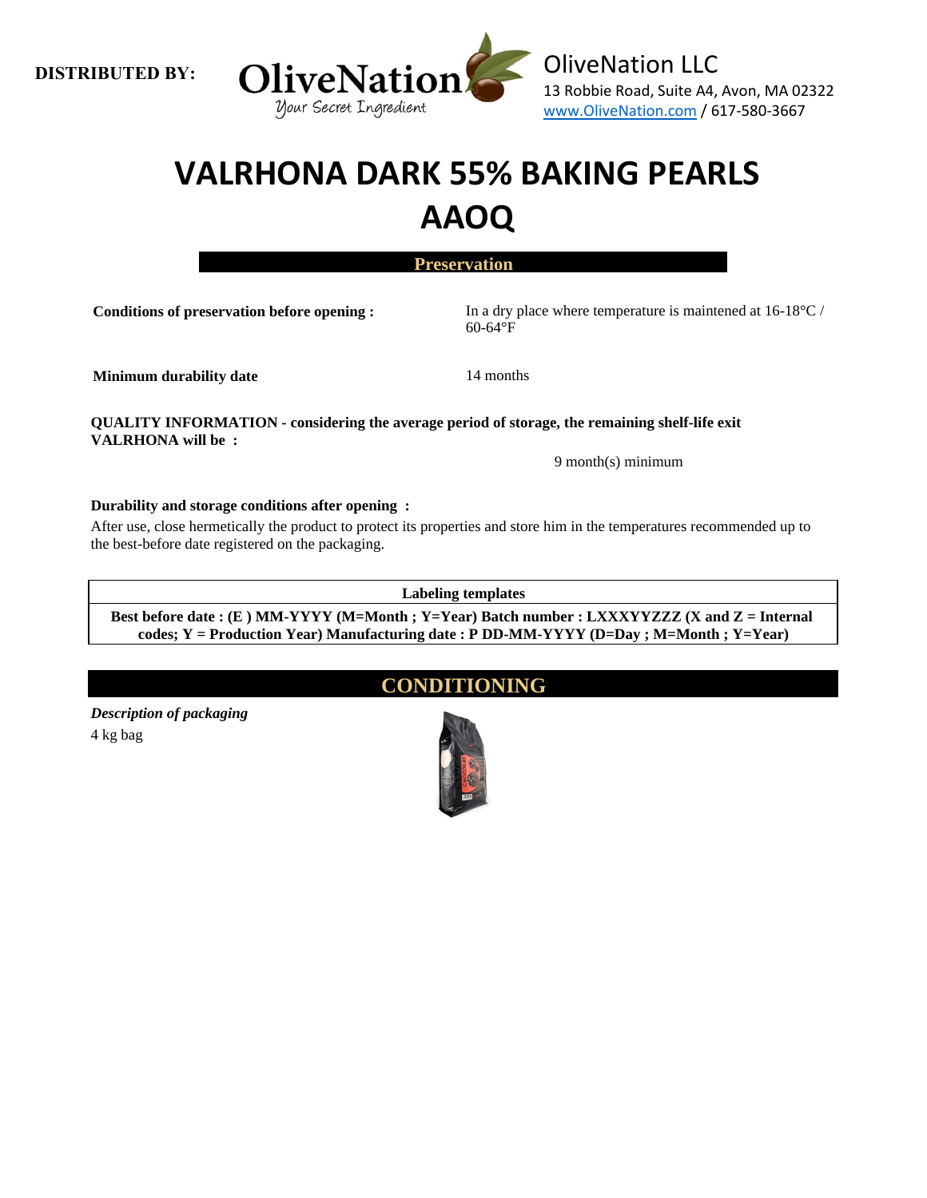**DISTRIBUTED BY:**

OliveNation
Your Secret Ingredient

OliveNation LLC
13 Robbie Road, Suite A4, Avon, MA 02322
www.OliveNation.com / 617-580-3667

# VALRHONA DARK 55% BAKING PEARLS AAOQ

## Preservation

| | |
|---|---|
| **Conditions of preservation before opening :** | In a dry place where temperature is maintened at 16-18°C / 60-64°F |
| **Minimum durability date** | 14 months |

**QUALITY INFORMATION - considering the average period of storage, the remaining shelf-life exit VALRHONA will be :**

9 month(s) minimum

**Durability and storage conditions after opening :**

After use, close hermetically the product to protect its properties and store him in the temperatures recommended up to the best-before date registered on the packaging.

| Labeling templates |
|---|
| **Best before date : (E ) MM-YYYY (M=Month ; Y=Year) Batch number : LXXXYYZZZ (X and Z = Internal codes; Y = Production Year) Manufacturing date : P DD-MM-YYYY (D=Day ; M=Month ; Y=Year)** |

## CONDITIONING

***Description of packaging***

4 kg bag